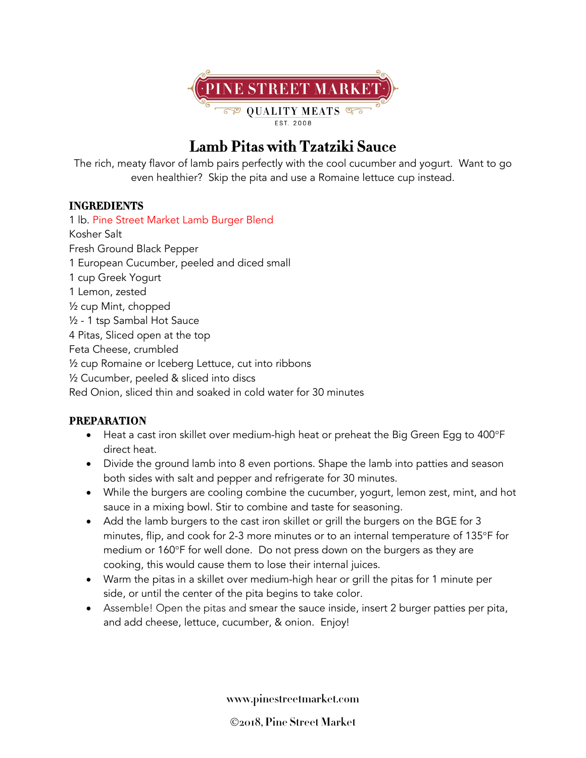PINE STREET MARKET

QUALITY MEATS

EST. 2008

# Lamb Pitas with Tzatziki Sauce

The rich, meaty flavor of lamb pairs perfectly with the cool cucumber and yogurt. Want to go even healthier? Skip the pita and use a Romaine lettuce cup instead.

## INGREDIENTS

1 lb. Pine Street Market Lamb Burger Blend
Kosher Salt
Fresh Ground Black Pepper
1 European Cucumber, peeled and diced small
1 cup Greek Yogurt
1 Lemon, zested
½ cup Mint, chopped
½ - 1 tsp Sambal Hot Sauce
4 Pitas, Sliced open at the top
Feta Cheese, crumbled
½ cup Romaine or Iceberg Lettuce, cut into ribbons
½ Cucumber, peeled & sliced into discs
Red Onion, sliced thin and soaked in cold water for 30 minutes

## PREPARATION

- Heat a cast iron skillet over medium-high heat or preheat the Big Green Egg to 400°F direct heat.
- Divide the ground lamb into 8 even portions. Shape the lamb into patties and season both sides with salt and pepper and refrigerate for 30 minutes.
- While the burgers are cooling combine the cucumber, yogurt, lemon zest, mint, and hot sauce in a mixing bowl. Stir to combine and taste for seasoning.
- Add the lamb burgers to the cast iron skillet or grill the burgers on the BGE for 3 minutes, flip, and cook for 2-3 more minutes or to an internal temperature of 135°F for medium or 160°F for well done. Do not press down on the burgers as they are cooking, this would cause them to lose their internal juices.
- Warm the pitas in a skillet over medium-high hear or grill the pitas for 1 minute per side, or until the center of the pita begins to take color.
- Assemble! Open the pitas and smear the sauce inside, insert 2 burger patties per pita, and add cheese, lettuce, cucumber, & onion. Enjoy!

www.pinestreetmarket.com

©2018, Pine Street Market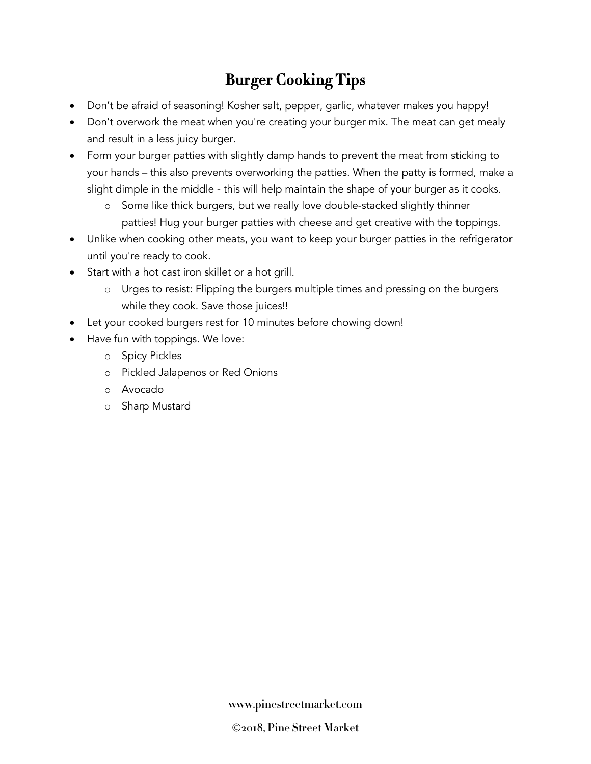# Burger Cooking Tips

- Don't be afraid of seasoning! Kosher salt, pepper, garlic, whatever makes you happy!
- Don't overwork the meat when you're creating your burger mix. The meat can get mealy and result in a less juicy burger.
- Form your burger patties with slightly damp hands to prevent the meat from sticking to your hands – this also prevents overworking the patties. When the patty is formed, make a slight dimple in the middle - this will help maintain the shape of your burger as it cooks.
  - Some like thick burgers, but we really love double-stacked slightly thinner patties! Hug your burger patties with cheese and get creative with the toppings.
- Unlike when cooking other meats, you want to keep your burger patties in the refrigerator until you're ready to cook.
- Start with a hot cast iron skillet or a hot grill.
  - Urges to resist: Flipping the burgers multiple times and pressing on the burgers while they cook. Save those juices!!
- Let your cooked burgers rest for 10 minutes before chowing down!
- Have fun with toppings. We love:
  - Spicy Pickles
  - Pickled Jalapenos or Red Onions
  - Avocado
  - Sharp Mustard

www.pinestreetmarket.com

©2018, Pine Street Market